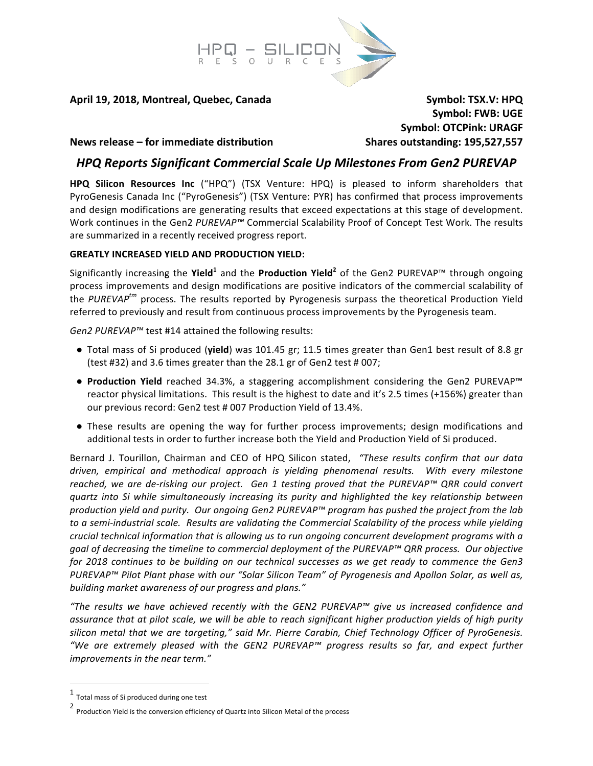HPQ – SILICON RESOURCES

**April 19, 2018, Montreal, Quebec, Canada**

**Symbol: TSX.V: HPQ**
**Symbol: FWB: UGE**
**Symbol: OTCPink: URAGF**
**Shares outstanding: 195,527,557**

**News release – for immediate distribution**

## *HPQ Reports Significant Commercial Scale Up Milestones From Gen2 PUREVAP*

**HPQ Silicon Resources Inc** ("HPQ") (TSX Venture: HPQ) is pleased to inform shareholders that PyroGenesis Canada Inc ("PyroGenesis") (TSX Venture: PYR) has confirmed that process improvements and design modifications are generating results that exceed expectations at this stage of development. Work continues in the Gen2 *PUREVAP™* Commercial Scalability Proof of Concept Test Work. The results are summarized in a recently received progress report.

**GREATLY INCREASED YIELD AND PRODUCTION YIELD:**

Significantly increasing the **Yield**[1] and the **Production Yield**[2] of the Gen2 PUREVAP™ through ongoing process improvements and design modifications are positive indicators of the commercial scalability of the *PUREVAP^tm^* process. The results reported by Pyrogenesis surpass the theoretical Production Yield referred to previously and result from continuous process improvements by the Pyrogenesis team.

*Gen2 PUREVAP™* test #14 attained the following results:

- Total mass of Si produced (**yield**) was 101.45 gr; 11.5 times greater than Gen1 best result of 8.8 gr (test #32) and 3.6 times greater than the 28.1 gr of Gen2 test # 007;
- **Production Yield** reached 34.3%, a staggering accomplishment considering the Gen2 PUREVAP™ reactor physical limitations. This result is the highest to date and it's 2.5 times (+156%) greater than our previous record: Gen2 test # 007 Production Yield of 13.4%.
- These results are opening the way for further process improvements; design modifications and additional tests in order to further increase both the Yield and Production Yield of Si produced.

Bernard J. Tourillon, Chairman and CEO of HPQ Silicon stated, *"These results confirm that our data driven, empirical and methodical approach is yielding phenomenal results. With every milestone reached, we are de-risking our project. Gen 1 testing proved that the PUREVAP™ QRR could convert quartz into Si while simultaneously increasing its purity and highlighted the key relationship between production yield and purity. Our ongoing Gen2 PUREVAP™ program has pushed the project from the lab to a semi-industrial scale. Results are validating the Commercial Scalability of the process while yielding crucial technical information that is allowing us to run ongoing concurrent development programs with a goal of decreasing the timeline to commercial deployment of the PUREVAP™ QRR process. Our objective for 2018 continues to be building on our technical successes as we get ready to commence the Gen3 PUREVAP™ Pilot Plant phase with our "Solar Silicon Team" of Pyrogenesis and Apollon Solar, as well as, building market awareness of our progress and plans."*

*"The results we have achieved recently with the GEN2 PUREVAP™ give us increased confidence and assurance that at pilot scale, we will be able to reach significant higher production yields of high purity silicon metal that we are targeting,"* said Mr. Pierre Carabin, Chief Technology Officer of PyroGenesis. *"We are extremely pleased with the GEN2 PUREVAP™ progress results so far, and expect further improvements in the near term."*

---

[1] Total mass of Si produced during one test

[2] Production Yield is the conversion efficiency of Quartz into Silicon Metal of the process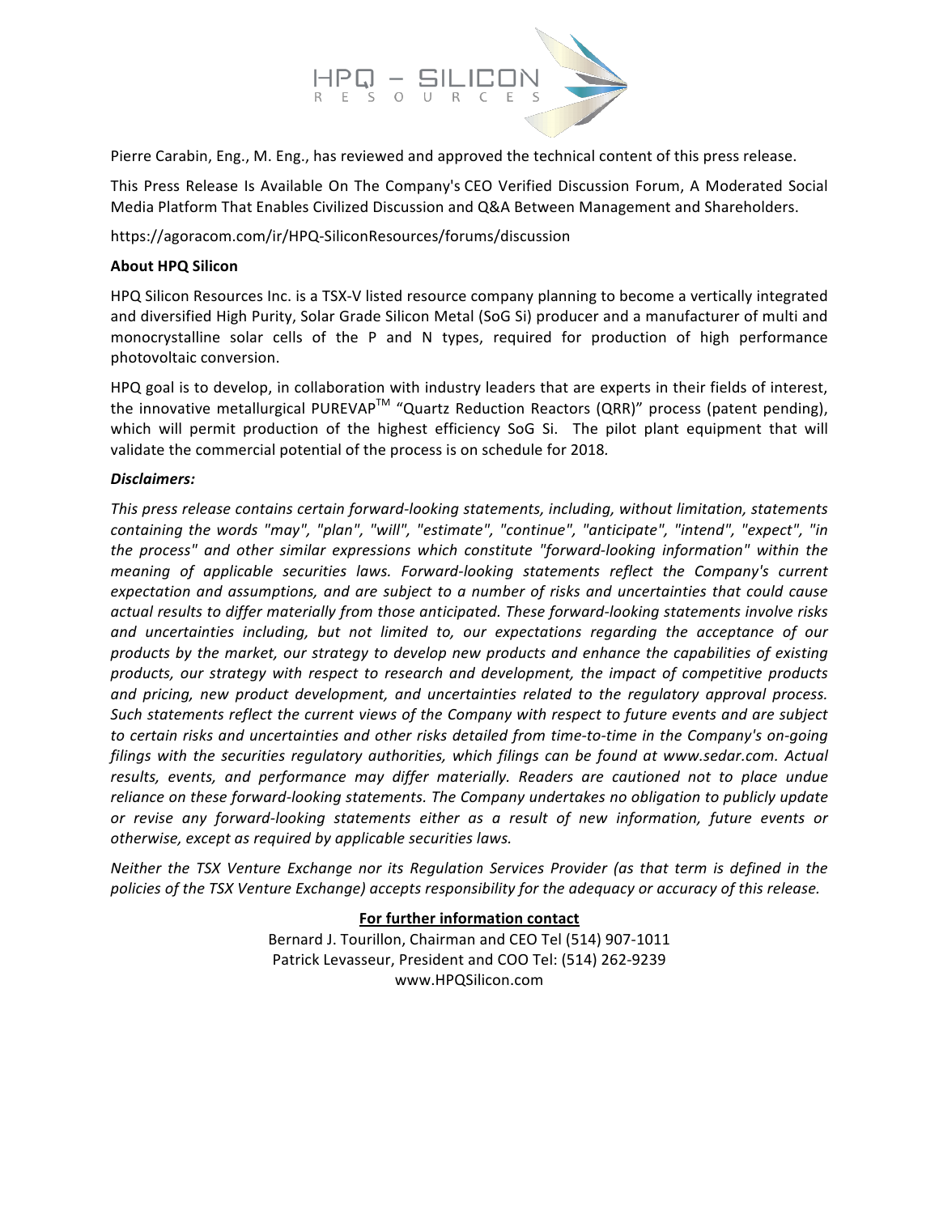Pierre Carabin, Eng., M. Eng., has reviewed and approved the technical content of this press release.

This Press Release Is Available On The Company's CEO Verified Discussion Forum, A Moderated Social Media Platform That Enables Civilized Discussion and Q&A Between Management and Shareholders.

https://agoracom.com/ir/HPQ-SiliconResources/forums/discussion

**About HPQ Silicon**

HPQ Silicon Resources Inc. is a TSX-V listed resource company planning to become a vertically integrated and diversified High Purity, Solar Grade Silicon Metal (SoG Si) producer and a manufacturer of multi and monocrystalline solar cells of the P and N types, required for production of high performance photovoltaic conversion.

HPQ goal is to develop, in collaboration with industry leaders that are experts in their fields of interest, the innovative metallurgical PUREVAP™ "Quartz Reduction Reactors (QRR)" process (patent pending), which will permit production of the highest efficiency SoG Si. The pilot plant equipment that will validate the commercial potential of the process is on schedule for 2018.

***Disclaimers:***

*This press release contains certain forward-looking statements, including, without limitation, statements containing the words "may", "plan", "will", "estimate", "continue", "anticipate", "intend", "expect", "in the process" and other similar expressions which constitute "forward-looking information" within the meaning of applicable securities laws. Forward-looking statements reflect the Company's current expectation and assumptions, and are subject to a number of risks and uncertainties that could cause actual results to differ materially from those anticipated. These forward-looking statements involve risks and uncertainties including, but not limited to, our expectations regarding the acceptance of our products by the market, our strategy to develop new products and enhance the capabilities of existing products, our strategy with respect to research and development, the impact of competitive products and pricing, new product development, and uncertainties related to the regulatory approval process. Such statements reflect the current views of the Company with respect to future events and are subject to certain risks and uncertainties and other risks detailed from time-to-time in the Company's on-going filings with the securities regulatory authorities, which filings can be found at www.sedar.com. Actual results, events, and performance may differ materially. Readers are cautioned not to place undue reliance on these forward-looking statements. The Company undertakes no obligation to publicly update or revise any forward-looking statements either as a result of new information, future events or otherwise, except as required by applicable securities laws.*

*Neither the TSX Venture Exchange nor its Regulation Services Provider (as that term is defined in the policies of the TSX Venture Exchange) accepts responsibility for the adequacy or accuracy of this release.*

**For further information contact**

Bernard J. Tourillon, Chairman and CEO Tel (514) 907-1011
Patrick Levasseur, President and COO Tel: (514) 262-9239
www.HPQSilicon.com